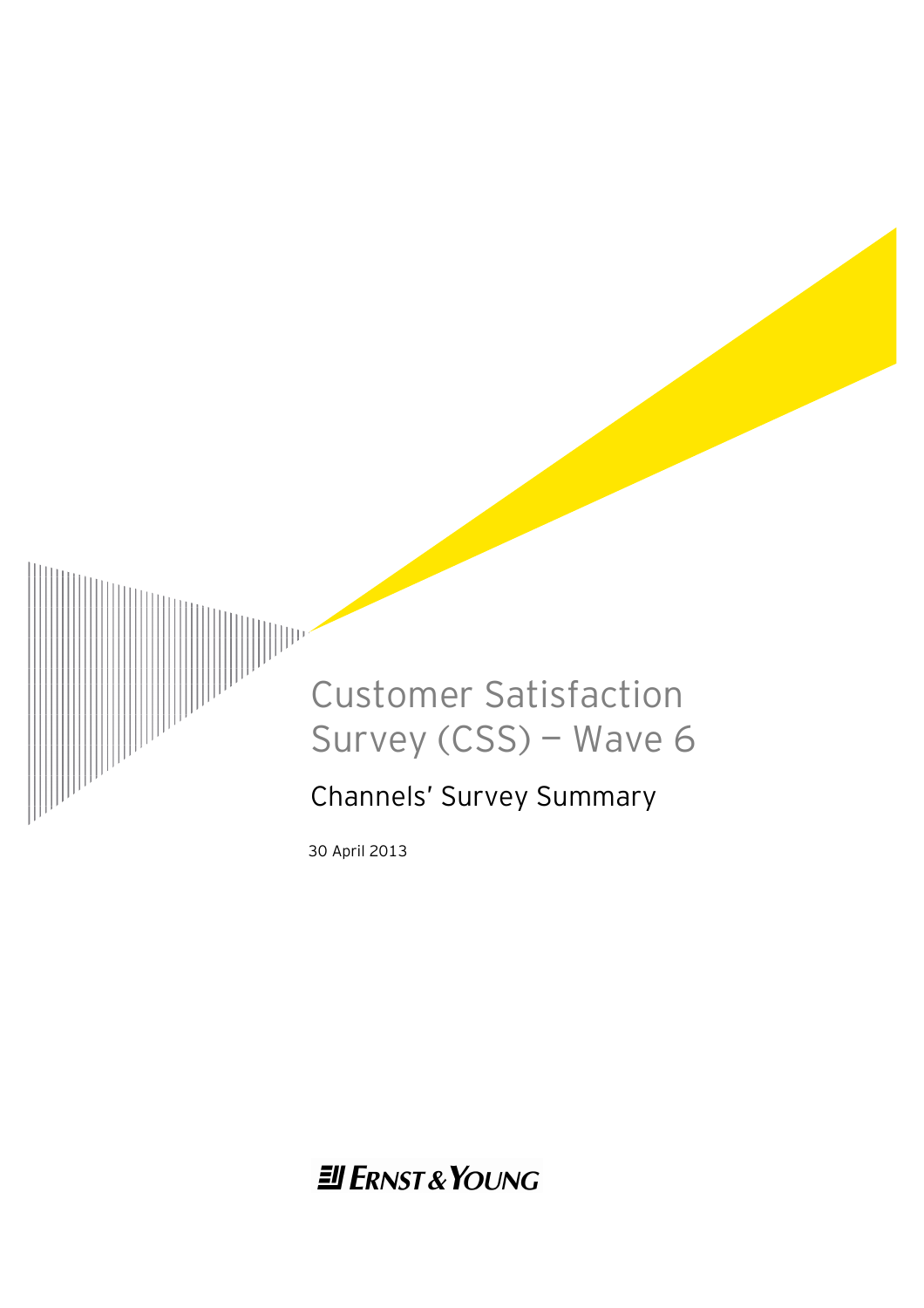# Customer Satisfaction Survey (CSS) — Wave 6

## Channels' Survey Summary

30 April 2013

Ernst & Young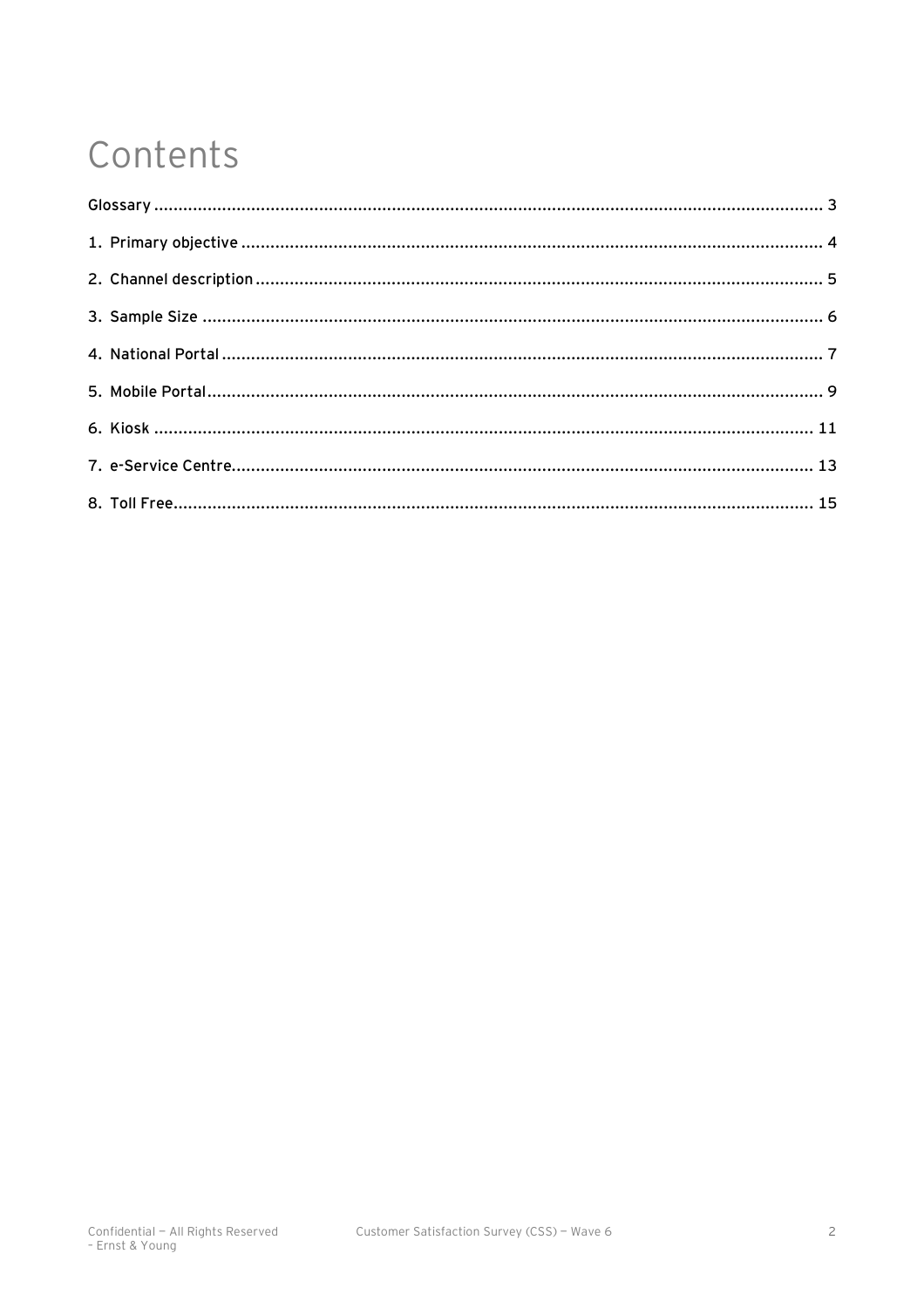# Contents

Glossary ........................................................................................................................ 3

1. Primary objective ....................................................................................................... 4

2. Channel description .................................................................................................... 5

3. Sample Size ............................................................................................................... 6

4. National Portal ........................................................................................................... 7

5. Mobile Portal .............................................................................................................. 9

6. Kiosk ....................................................................................................................... 11

7. e-Service Centre....................................................................................................... 13

8. Toll Free................................................................................................................... 15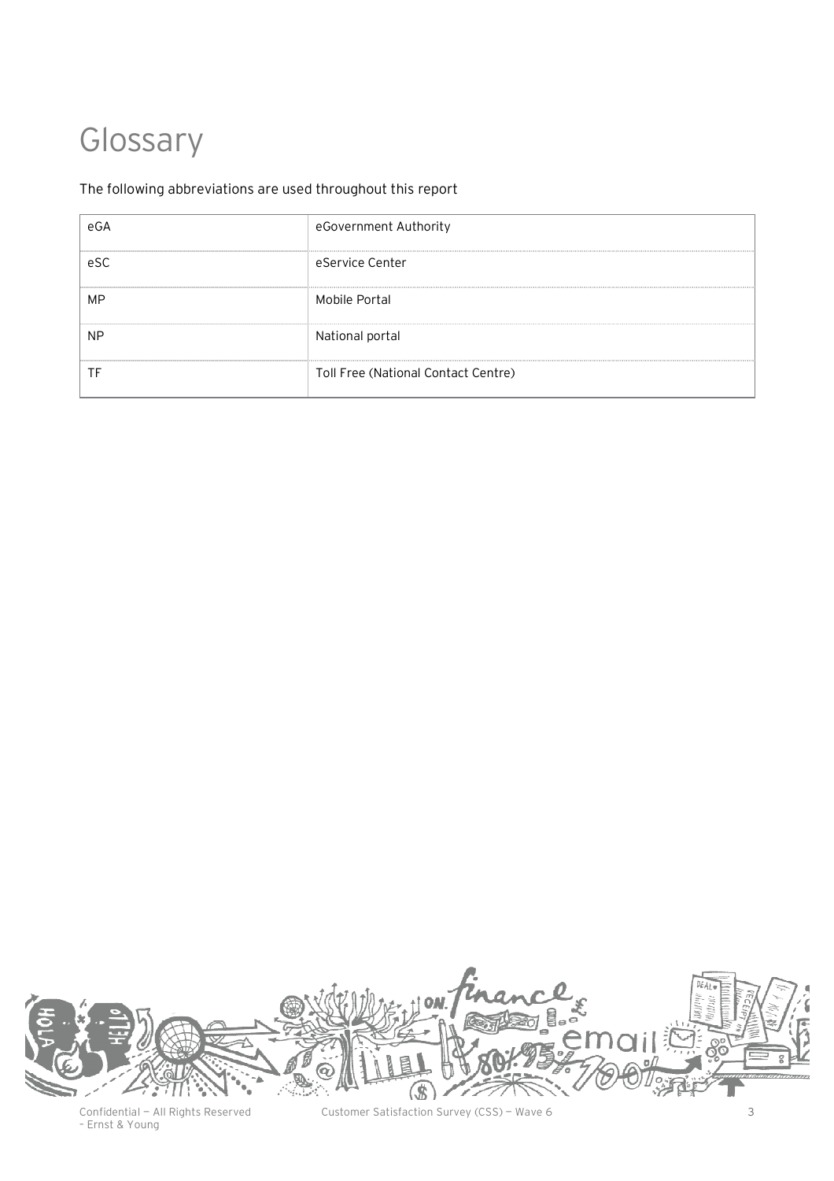# Glossary

The following abbreviations are used throughout this report

| | |
|---|---|
| eGA | eGovernment Authority |
| eSC | eService Center |
| MP | Mobile Portal |
| NP | National portal |
| TF | Toll Free (National Contact Centre) |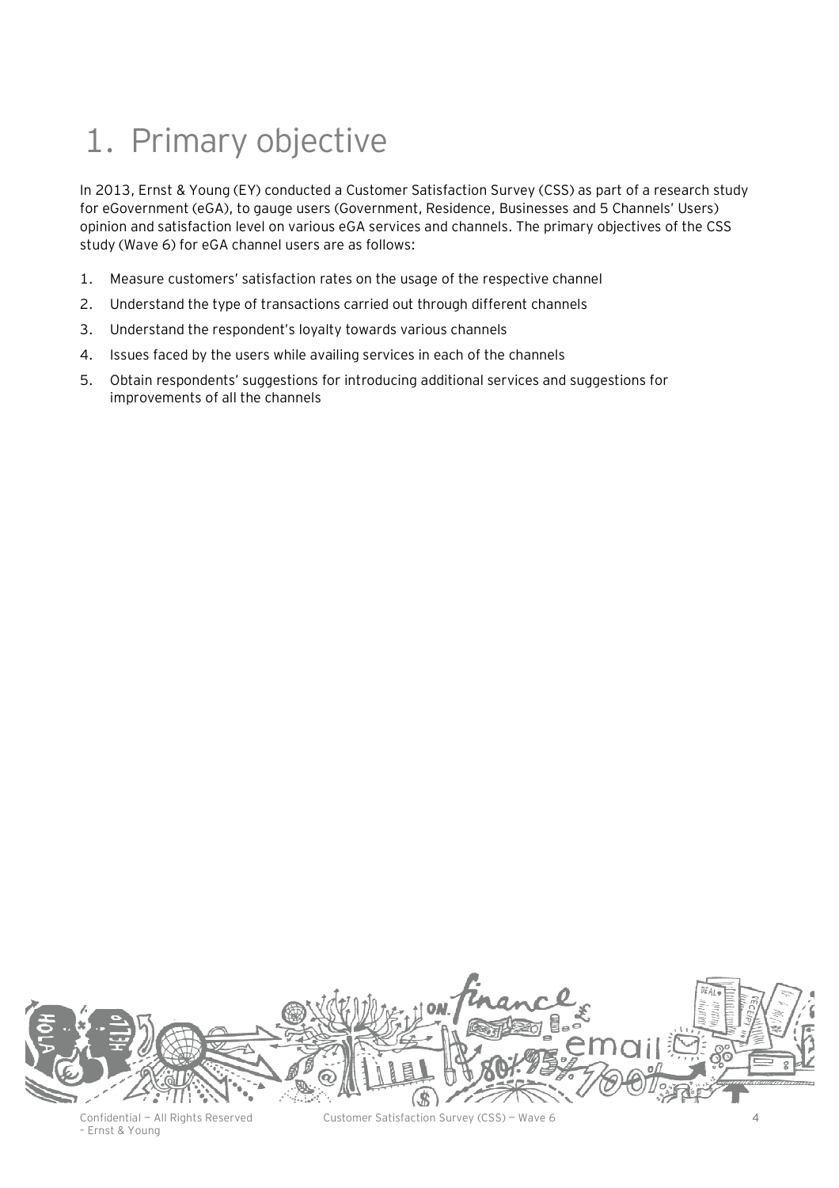# 1. Primary objective

In 2013, Ernst & Young (EY) conducted a Customer Satisfaction Survey (CSS) as part of a research study for eGovernment (eGA), to gauge users (Government, Residence, Businesses and 5 Channels' Users) opinion and satisfaction level on various eGA services and channels. The primary objectives of the CSS study (Wave 6) for eGA channel users are as follows:

1. Measure customers' satisfaction rates on the usage of the respective channel
2. Understand the type of transactions carried out through different channels
3. Understand the respondent's loyalty towards various channels
4. Issues faced by the users while availing services in each of the channels
5. Obtain respondents' suggestions for introducing additional services and suggestions for improvements of all the channels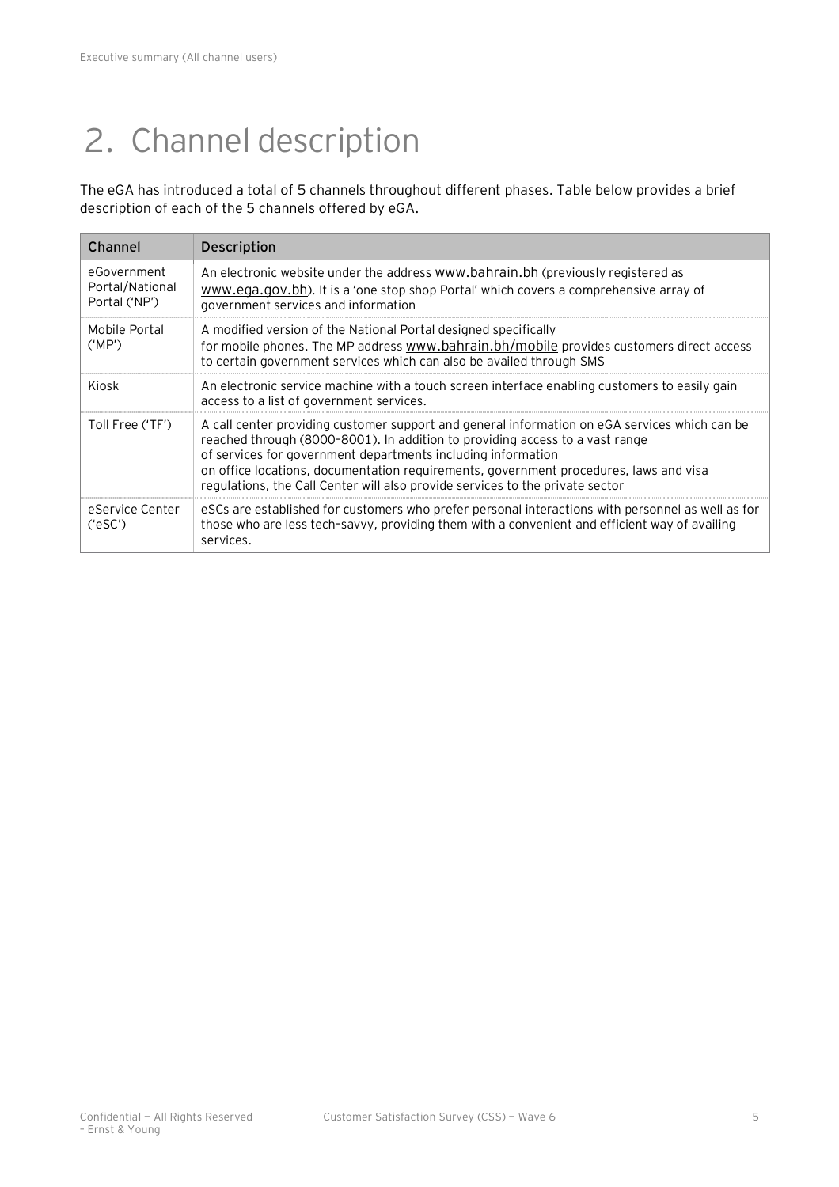# 2. Channel description

The eGA has introduced a total of 5 channels throughout different phases. Table below provides a brief description of each of the 5 channels offered by eGA.

| Channel | Description |
|---|---|
| eGovernment Portal/National Portal ('NP') | An electronic website under the address www.bahrain.bh (previously registered as www.ega.gov.bh). It is a 'one stop shop Portal' which covers a comprehensive array of government services and information |
| Mobile Portal ('MP') | A modified version of the National Portal designed specifically for mobile phones. The MP address www.bahrain.bh/mobile provides customers direct access to certain government services which can also be availed through SMS |
| Kiosk | An electronic service machine with a touch screen interface enabling customers to easily gain access to a list of government services. |
| Toll Free ('TF') | A call center providing customer support and general information on eGA services which can be reached through (8000-8001). In addition to providing access to a vast range of services for government departments including information on office locations, documentation requirements, government procedures, laws and visa regulations, the Call Center will also provide services to the private sector |
| eService Center ('eSC') | eSCs are established for customers who prefer personal interactions with personnel as well as for those who are less tech-savvy, providing them with a convenient and efficient way of availing services. |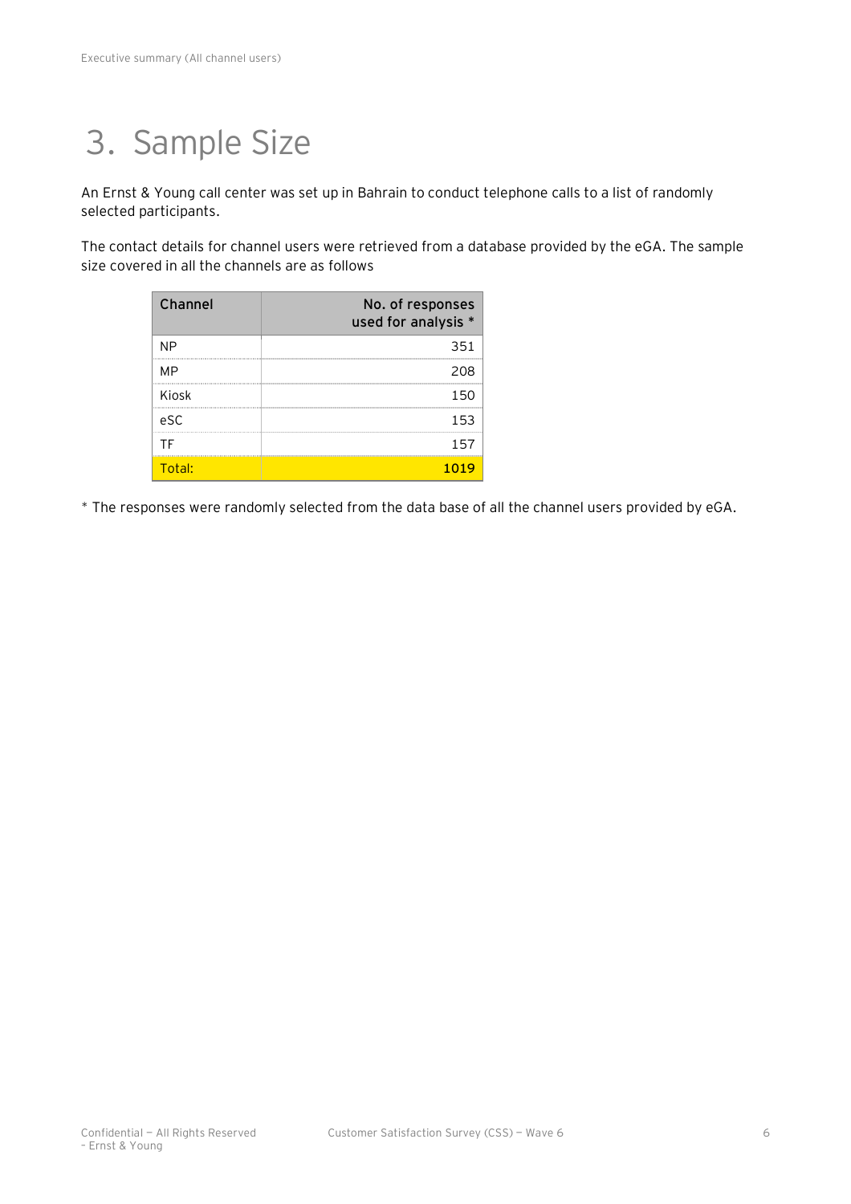# 3. Sample Size

An Ernst & Young call center was set up in Bahrain to conduct telephone calls to a list of randomly selected participants.

The contact details for channel users were retrieved from a database provided by the eGA. The sample size covered in all the channels are as follows

| Channel | No. of responses used for analysis * |
|---|---|
| NP | 351 |
| MP | 208 |
| Kiosk | 150 |
| eSC | 153 |
| TF | 157 |
| Total: | **1019** |

* The responses were randomly selected from the data base of all the channel users provided by eGA.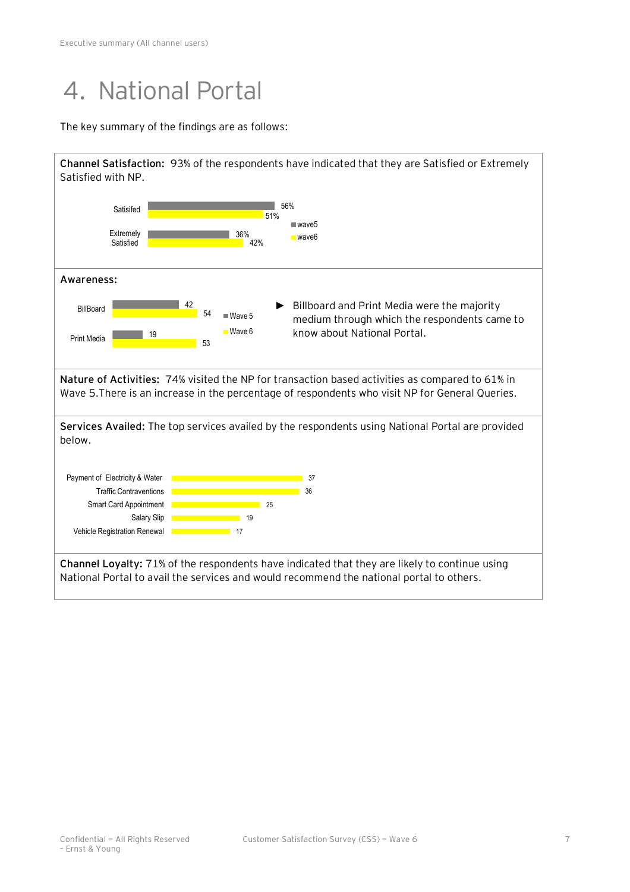# 4. National Portal

The key summary of the findings are as follows:

**Channel Satisfaction:** 93% of the respondents have indicated that they are Satisfied or Extremely Satisfied with NP.

| | wave5 | wave6 |
|---|---|---|
| Satisifed | 56% | 51% |
| Extremely Satisfied | 36% | 42% |

**Awareness:**

| | Wave 5 | Wave 6 |
|---|---|---|
| BillBoard | 42 | 54 |
| Print Media | 19 | 53 |

- Billboard and Print Media were the majority medium through which the respondents came to know about National Portal.

**Nature of Activities:** 74% visited the NP for transaction based activities as compared to 61% in Wave 5.There is an increase in the percentage of respondents who visit NP for General Queries.

**Services Availed:** The top services availed by the respondents using National Portal are provided below.

| Service | |
|---|---|
| Payment of Electricity & Water | 37 |
| Traffic Contraventions | 36 |
| Smart Card Appointment | 25 |
| Salary Slip | 19 |
| Vehicle Registration Renewal | 17 |

**Channel Loyalty:** 71% of the respondents have indicated that they are likely to continue using National Portal to avail the services and would recommend the national portal to others.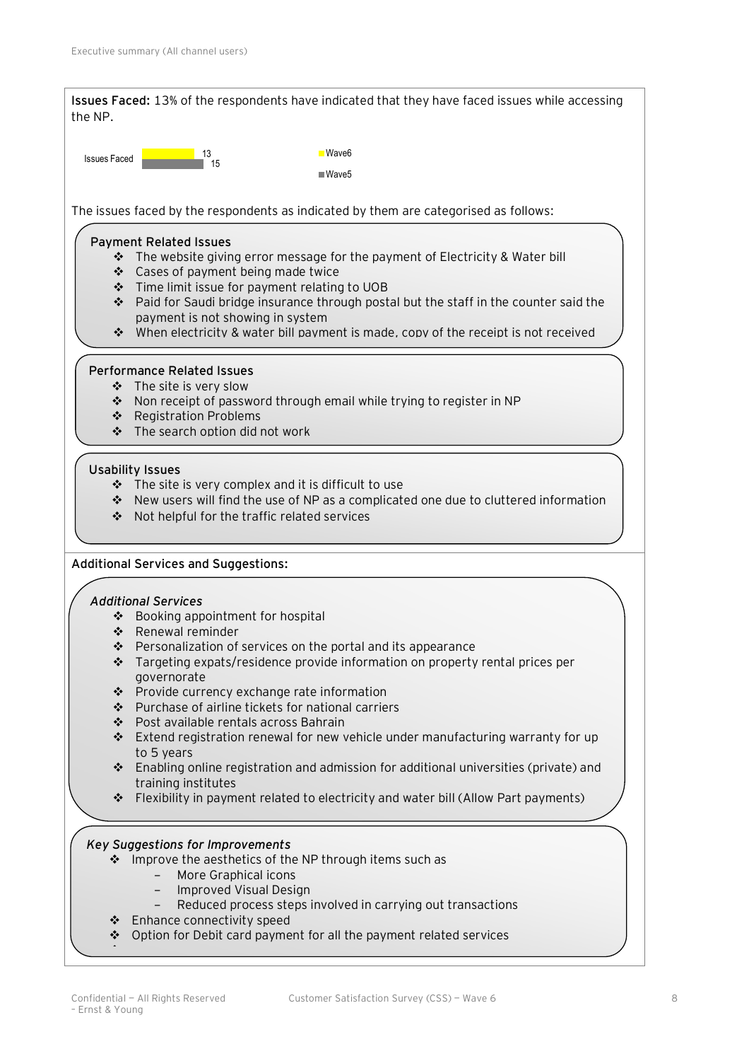**Issues Faced:** 13% of the respondents have indicated that they have faced issues while accessing the NP.

| | Wave6 | Wave5 |
|---|---|---|
| Issues Faced | 13 | 15 |

The issues faced by the respondents as indicated by them are categorised as follows:

### Payment Related Issues

- The website giving error message for the payment of Electricity & Water bill
- Cases of payment being made twice
- Time limit issue for payment relating to UOB
- Paid for Saudi bridge insurance through postal but the staff in the counter said the payment is not showing in system
- When electricity & water bill payment is made, copy of the receipt is not received

### Performance Related Issues

- The site is very slow
- Non receipt of password through email while trying to register in NP
- Registration Problems
- The search option did not work

### Usability Issues

- The site is very complex and it is difficult to use
- New users will find the use of NP as a complicated one due to cluttered information
- Not helpful for the traffic related services

**Additional Services and Suggestions:**

### *Additional Services*

- Booking appointment for hospital
- Renewal reminder
- Personalization of services on the portal and its appearance
- Targeting expats/residence provide information on property rental prices per governorate
- Provide currency exchange rate information
- Purchase of airline tickets for national carriers
- Post available rentals across Bahrain
- Extend registration renewal for new vehicle under manufacturing warranty for up to 5 years
- Enabling online registration and admission for additional universities (private) and training institutes
- Flexibility in payment related to electricity and water bill (Allow Part payments)

### *Key Suggestions for Improvements*

- Improve the aesthetics of the NP through items such as
  - More Graphical icons
  - Improved Visual Design
  - Reduced process steps involved in carrying out transactions
- Enhance connectivity speed
- Option for Debit card payment for all the payment related services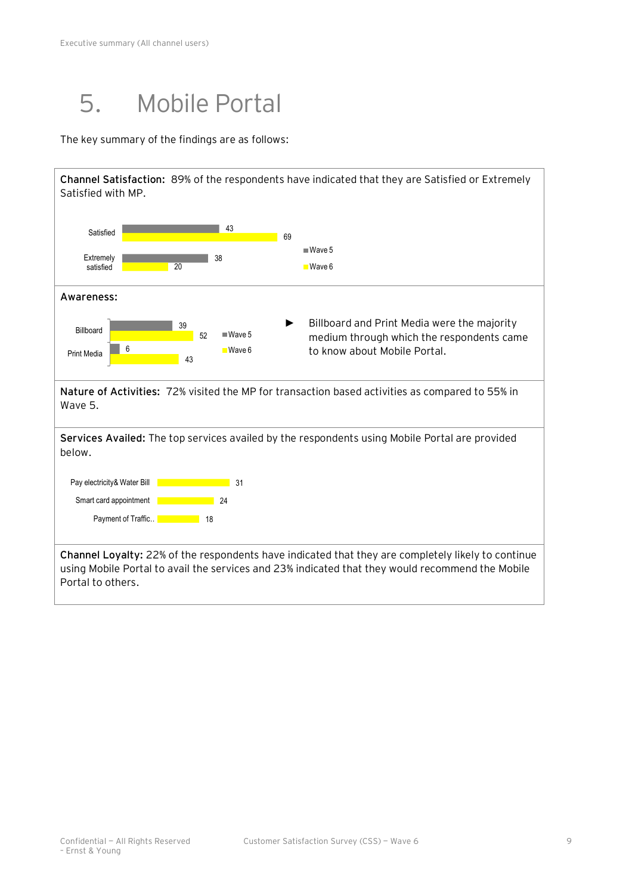# 5. Mobile Portal

The key summary of the findings are as follows:

**Channel Satisfaction:** 89% of the respondents have indicated that they are Satisfied or Extremely Satisfied with MP.

| | Wave 5 | Wave 6 |
|---|---|---|
| Satisfied | 43 | 69 |
| Extremely satisfied | 38 | 20 |

**Awareness:**

| | Wave 5 | Wave 6 |
|---|---|---|
| Billboard | 39 | 52 |
| Print Media | 6 | 43 |

- Billboard and Print Media were the majority medium through which the respondents came to know about Mobile Portal.

**Nature of Activities:** 72% visited the MP for transaction based activities as compared to 55% in Wave 5.

**Services Availed:** The top services availed by the respondents using Mobile Portal are provided below.

| Service | Value |
|---|---|
| Pay electricity& Water Bill | 31 |
| Smart card appointment | 24 |
| Payment of Traffic.. | 18 |

**Channel Loyalty:** 22% of the respondents have indicated that they are completely likely to continue using Mobile Portal to avail the services and 23% indicated that they would recommend the Mobile Portal to others.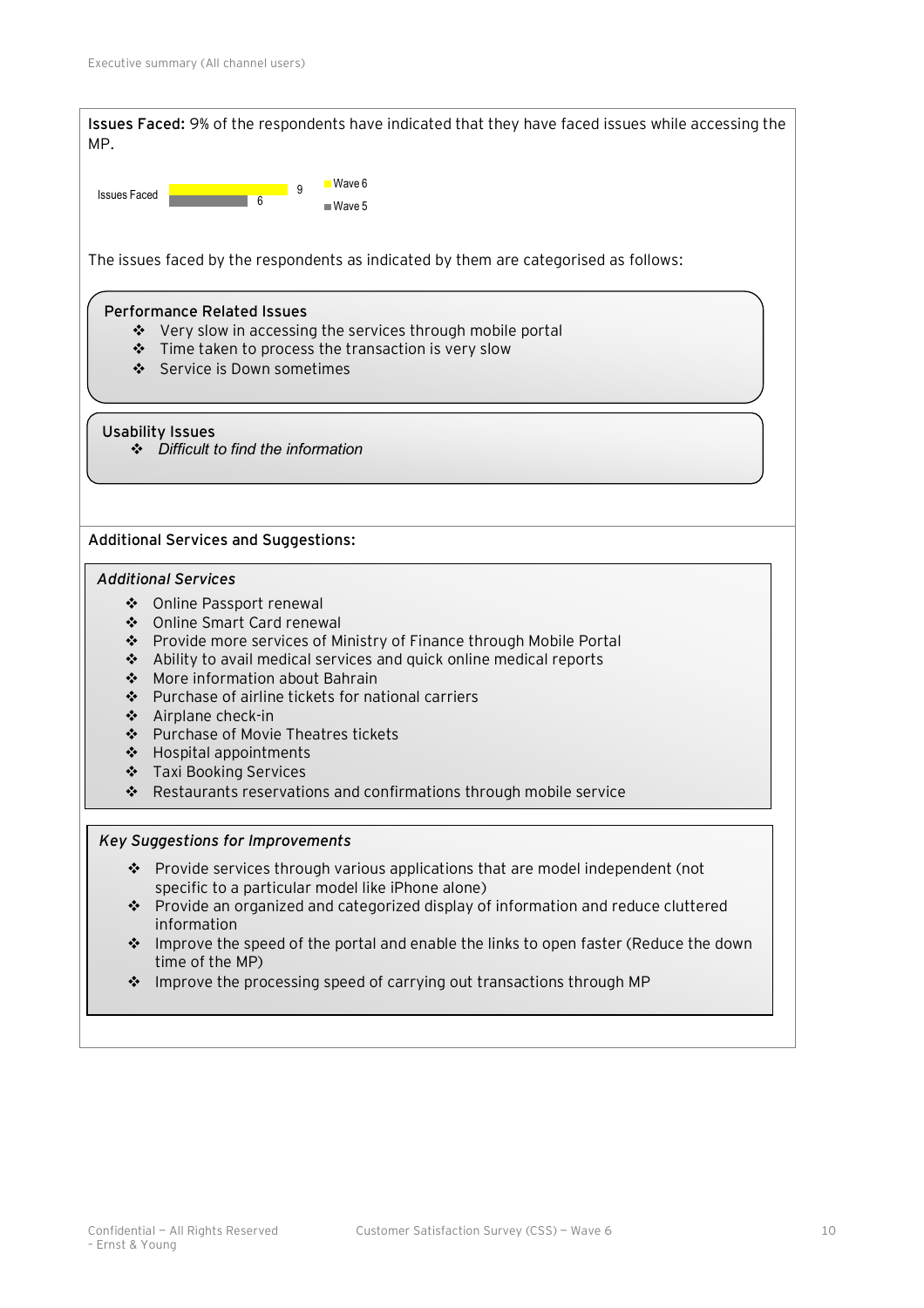**Issues Faced:** 9% of the respondents have indicated that they have faced issues while accessing the MP.

| | Wave 6 | Wave 5 |
|---|---|---|
| Issues Faced | 9 | 6 |

The issues faced by the respondents as indicated by them are categorised as follows:

**Performance Related Issues**

- Very slow in accessing the services through mobile portal
- Time taken to process the transaction is very slow
- Service is Down sometimes

**Usability Issues**

- *Difficult to find the information*

**Additional Services and Suggestions:**

*Additional Services*

- Online Passport renewal
- Online Smart Card renewal
- Provide more services of Ministry of Finance through Mobile Portal
- Ability to avail medical services and quick online medical reports
- More information about Bahrain
- Purchase of airline tickets for national carriers
- Airplane check-in
- Purchase of Movie Theatres tickets
- Hospital appointments
- Taxi Booking Services
- Restaurants reservations and confirmations through mobile service

*Key Suggestions for Improvements*

- Provide services through various applications that are model independent (not specific to a particular model like iPhone alone)
- Provide an organized and categorized display of information and reduce cluttered information
- Improve the speed of the portal and enable the links to open faster (Reduce the down time of the MP)
- Improve the processing speed of carrying out transactions through MP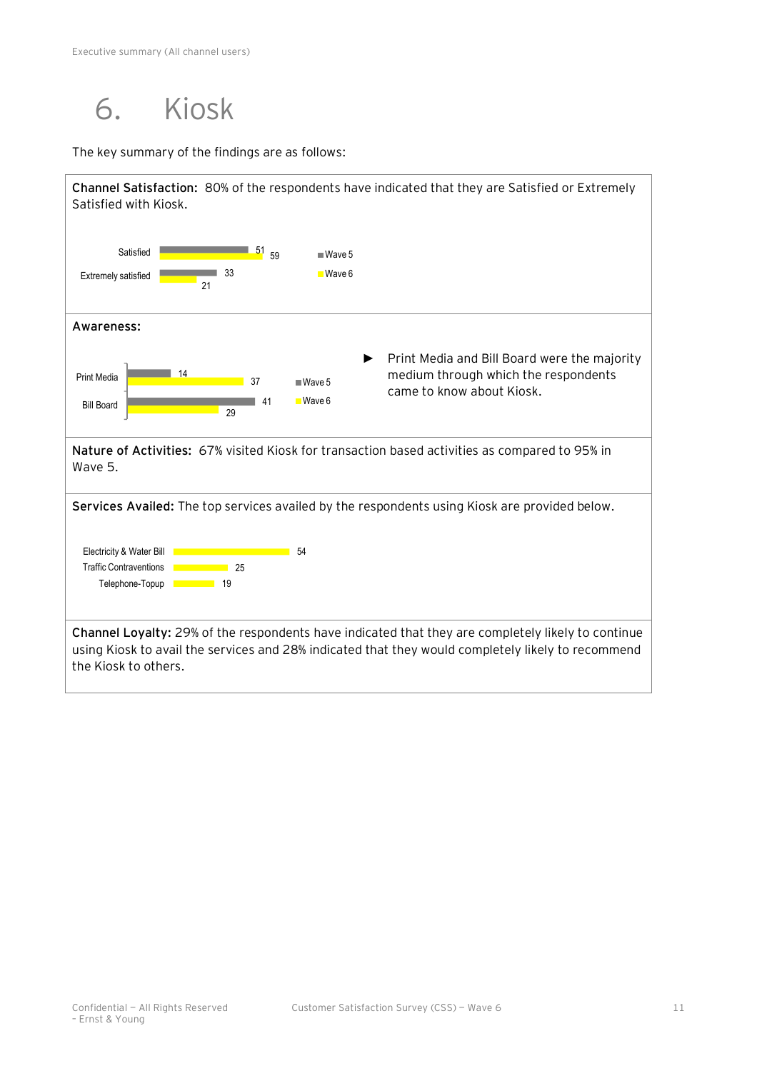# 6. Kiosk

The key summary of the findings are as follows:

**Channel Satisfaction:** 80% of the respondents have indicated that they are Satisfied or Extremely Satisfied with Kiosk.

| | Wave 5 | Wave 6 |
|---|---|---|
| Satisfied | 51 | 59 |
| Extremely satisfied | 33 | 21 |

**Awareness:**

| | Wave 5 | Wave 6 |
|---|---|---|
| Print Media | 14 | 37 |
| Bill Board | 41 | 29 |

- Print Media and Bill Board were the majority medium through which the respondents came to know about Kiosk.

**Nature of Activities:** 67% visited Kiosk for transaction based activities as compared to 95% in Wave 5.

**Services Availed:** The top services availed by the respondents using Kiosk are provided below.

| Service | Value |
|---|---|
| Electricity & Water Bill | 54 |
| Traffic Contraventions | 25 |
| Telephone-Topup | 19 |

**Channel Loyalty:** 29% of the respondents have indicated that they are completely likely to continue using Kiosk to avail the services and 28% indicated that they would completely likely to recommend the Kiosk to others.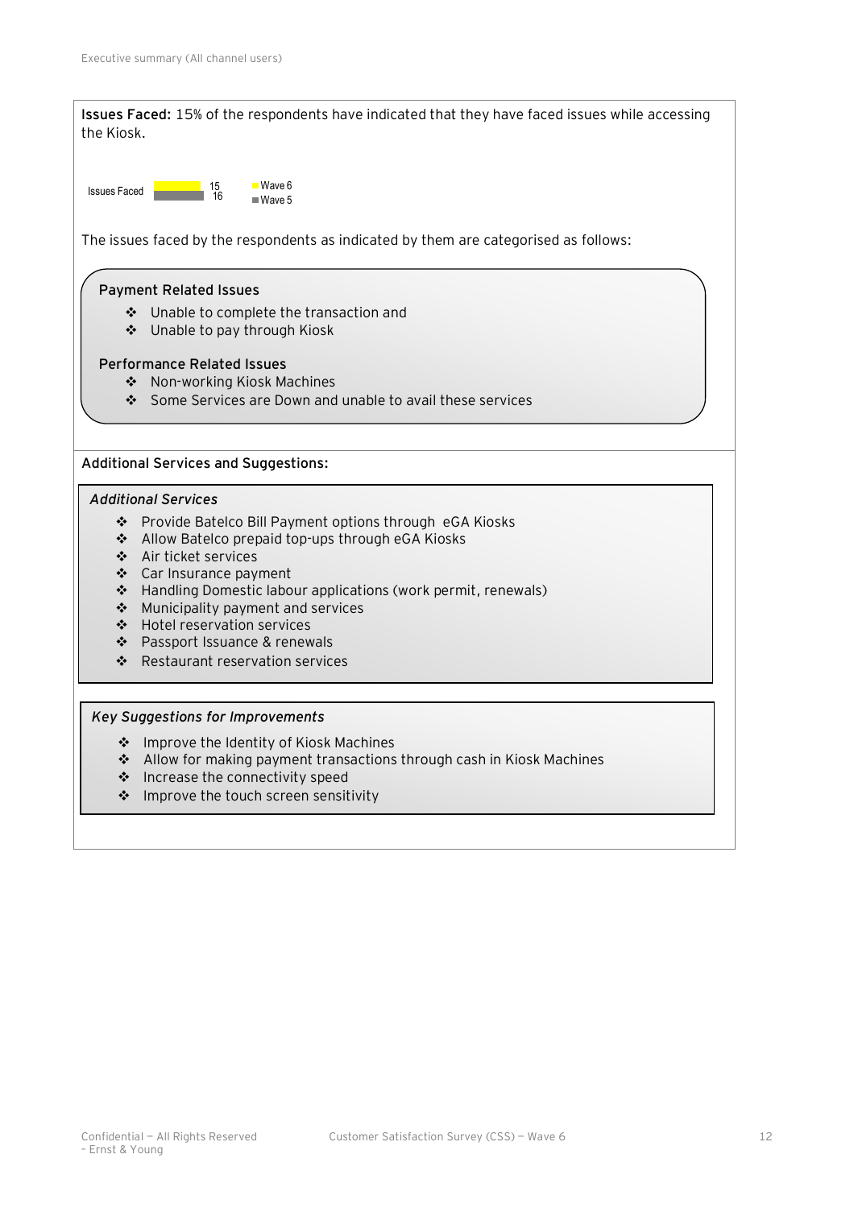**Issues Faced:** 15% of the respondents have indicated that they have faced issues while accessing the Kiosk.

| | Wave 6 | Wave 5 |
|---|---|---|
| Issues Faced | 15 | 16 |

The issues faced by the respondents as indicated by them are categorised as follows:

**Payment Related Issues**

- Unable to complete the transaction and
- Unable to pay through Kiosk

**Performance Related Issues**

- Non-working Kiosk Machines
- Some Services are Down and unable to avail these services

**Additional Services and Suggestions:**

*Additional Services*

- Provide Batelco Bill Payment options through eGA Kiosks
- Allow Batelco prepaid top-ups through eGA Kiosks
- Air ticket services
- Car Insurance payment
- Handling Domestic labour applications (work permit, renewals)
- Municipality payment and services
- Hotel reservation services
- Passport Issuance & renewals
- Restaurant reservation services

*Key Suggestions for Improvements*

- Improve the Identity of Kiosk Machines
- Allow for making payment transactions through cash in Kiosk Machines
- Increase the connectivity speed
- Improve the touch screen sensitivity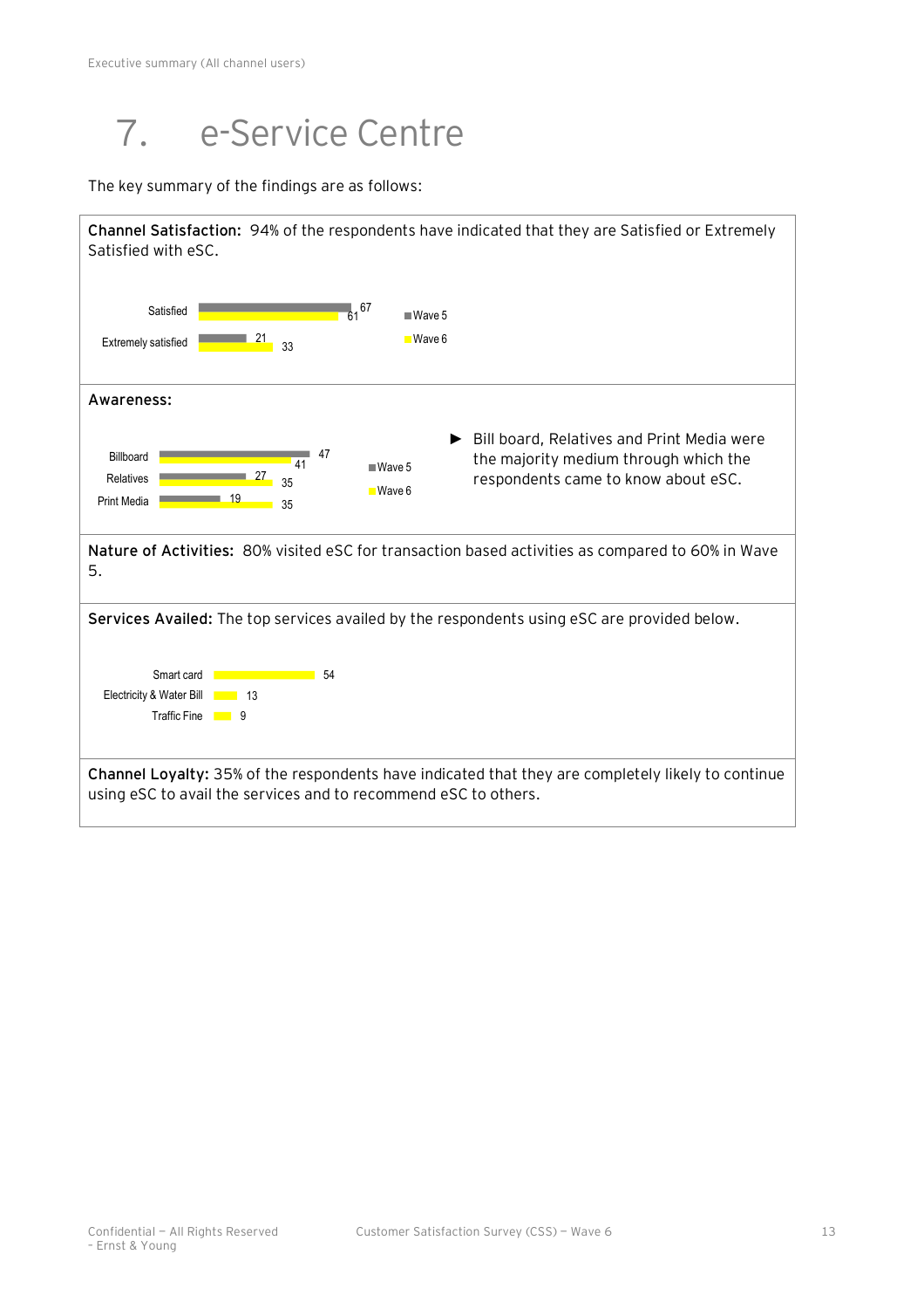# 7. e-Service Centre

The key summary of the findings are as follows:

**Channel Satisfaction:** 94% of the respondents have indicated that they are Satisfied or Extremely Satisfied with eSC.

| | Wave 5 | Wave 6 |
|---|---|---|
| Satisfied | 67 | 61 |
| Extremely satisfied | 21 | 33 |

**Awareness:**

| | Wave 5 | Wave 6 |
|---|---|---|
| Billboard | 47 | 41 |
| Relatives | 27 | 35 |
| Print Media | 19 | 35 |

- Bill board, Relatives and Print Media were the majority medium through which the respondents came to know about eSC.

**Nature of Activities:** 80% visited eSC for transaction based activities as compared to 60% in Wave 5.

**Services Availed:** The top services availed by the respondents using eSC are provided below.

| Service | Wave 6 |
|---|---|
| Smart card | 54 |
| Electricity & Water Bill | 13 |
| Traffic Fine | 9 |

**Channel Loyalty:** 35% of the respondents have indicated that they are completely likely to continue using eSC to avail the services and to recommend eSC to others.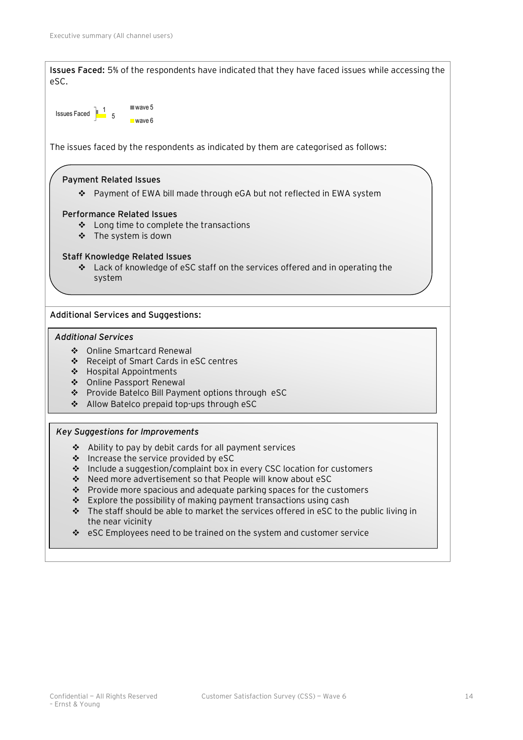**Issues Faced:** 5% of the respondents have indicated that they have faced issues while accessing the eSC.

| | wave 5 | wave 6 |
|---|---|---|
| Issues Faced | 1 | 5 |

The issues faced by the respondents as indicated by them are categorised as follows:

**Payment Related Issues**

- Payment of EWA bill made through eGA but not reflected in EWA system

**Performance Related Issues**

- Long time to complete the transactions
- The system is down

**Staff Knowledge Related Issues**

- Lack of knowledge of eSC staff on the services offered and in operating the system

**Additional Services and Suggestions:**

*Additional Services*

- Online Smartcard Renewal
- Receipt of Smart Cards in eSC centres
- Hospital Appointments
- Online Passport Renewal
- Provide Batelco Bill Payment options through eSC
- Allow Batelco prepaid top-ups through eSC

*Key Suggestions for Improvements*

- Ability to pay by debit cards for all payment services
- Increase the service provided by eSC
- Include a suggestion/complaint box in every CSC location for customers
- Need more advertisement so that People will know about eSC
- Provide more spacious and adequate parking spaces for the customers
- Explore the possibility of making payment transactions using cash
- The staff should be able to market the services offered in eSC to the public living in the near vicinity
- eSC Employees need to be trained on the system and customer service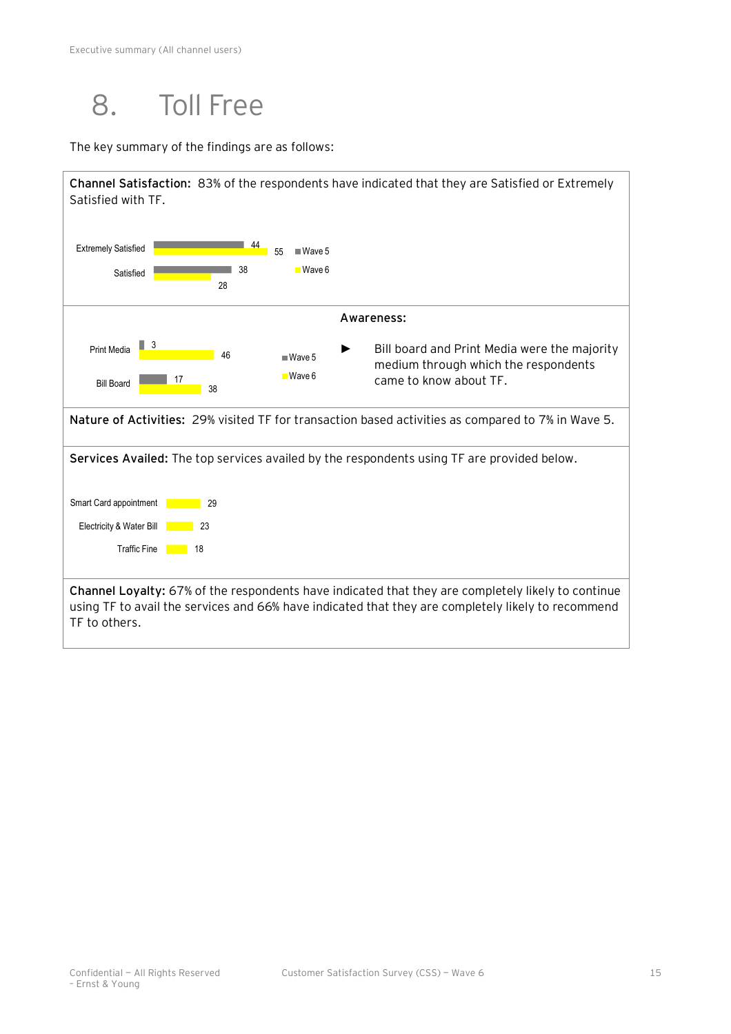# 8. Toll Free

The key summary of the findings are as follows:

**Channel Satisfaction:** 83% of the respondents have indicated that they are Satisfied or Extremely Satisfied with TF.

| | Wave 5 | Wave 6 |
|---|---|---|
| Extremely Satisfied | 44 | 55 |
| Satisfied | 38 | 28 |

**Awareness:**

| | Wave 5 | Wave 6 |
|---|---|---|
| Print Media | 3 | 46 |
| Bill Board | 17 | 38 |

- Bill board and Print Media were the majority medium through which the respondents came to know about TF.

**Nature of Activities:** 29% visited TF for transaction based activities as compared to 7% in Wave 5.

**Services Availed:** The top services availed by the respondents using TF are provided below.

| Service | Value |
|---|---|
| Smart Card appointment | 29 |
| Electricity & Water Bill | 23 |
| Traffic Fine | 18 |

**Channel Loyalty:** 67% of the respondents have indicated that they are completely likely to continue using TF to avail the services and 66% have indicated that they are completely likely to recommend TF to others.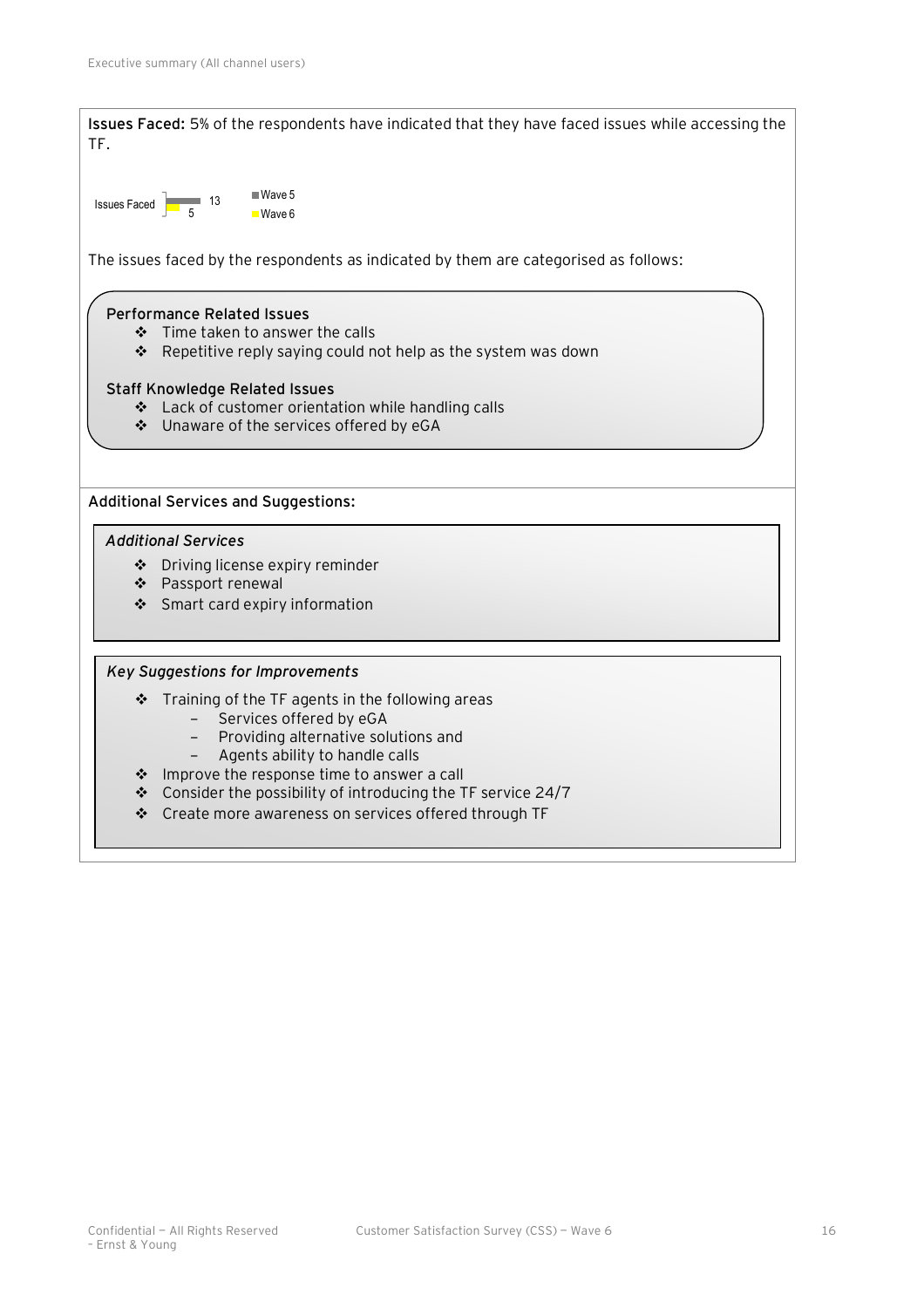**Issues Faced:** 5% of the respondents have indicated that they have faced issues while accessing the TF.

| | Wave 5 | Wave 6 |
|---|---|---|
| Issues Faced | 13 | 5 |

The issues faced by the respondents as indicated by them are categorised as follows:

**Performance Related Issues**

- Time taken to answer the calls
- Repetitive reply saying could not help as the system was down

**Staff Knowledge Related Issues**

- Lack of customer orientation while handling calls
- Unaware of the services offered by eGA

**Additional Services and Suggestions:**

***Additional Services***

- Driving license expiry reminder
- Passport renewal
- Smart card expiry information

***Key Suggestions for Improvements***

- Training of the TF agents in the following areas
  - Services offered by eGA
  - Providing alternative solutions and
  - Agents ability to handle calls
- Improve the response time to answer a call
- Consider the possibility of introducing the TF service 24/7
- Create more awareness on services offered through TF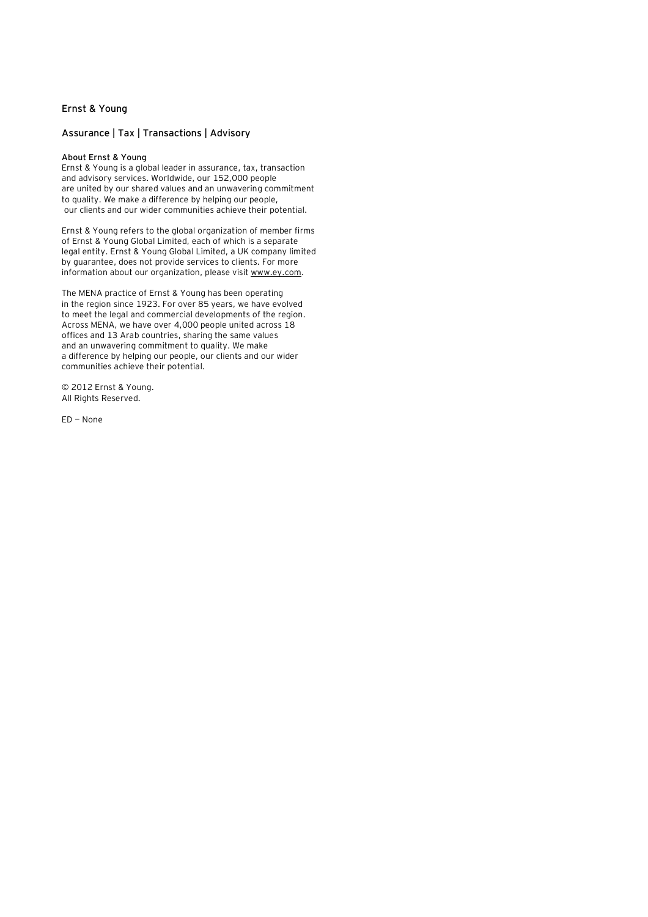**Ernst & Young**

**Assurance | Tax | Transactions | Advisory**

**About Ernst & Young**

Ernst & Young is a global leader in assurance, tax, transaction and advisory services. Worldwide, our 152,000 people are united by our shared values and an unwavering commitment to quality. We make a difference by helping our people, our clients and our wider communities achieve their potential.

Ernst & Young refers to the global organization of member firms of Ernst & Young Global Limited, each of which is a separate legal entity. Ernst & Young Global Limited, a UK company limited by guarantee, does not provide services to clients. For more information about our organization, please visit www.ey.com.

The MENA practice of Ernst & Young has been operating in the region since 1923. For over 85 years, we have evolved to meet the legal and commercial developments of the region. Across MENA, we have over 4,000 people united across 18 offices and 13 Arab countries, sharing the same values and an unwavering commitment to quality. We make a difference by helping our people, our clients and our wider communities achieve their potential.

© 2012 Ernst & Young.
All Rights Reserved.

ED — None